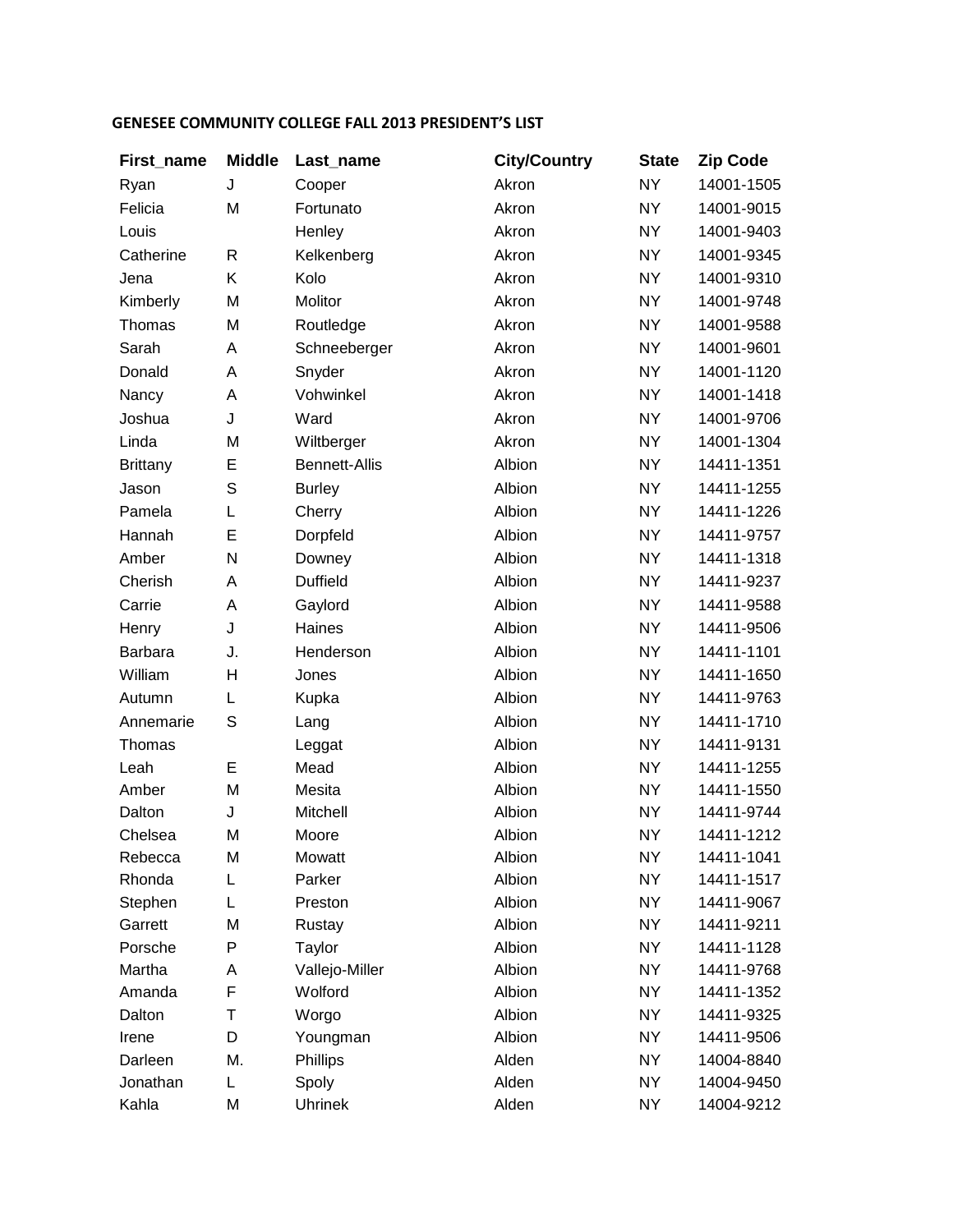**GENESEE COMMUNITY COLLEGE FALL 2013 PRESIDENT'S LIST**

| First_name | Middle | Last_name | City/Country | State | Zip Code |
|---|---|---|---|---|---|
| Ryan | J | Cooper | Akron | NY | 14001-1505 |
| Felicia | M | Fortunato | Akron | NY | 14001-9015 |
| Louis | | Henley | Akron | NY | 14001-9403 |
| Catherine | R | Kelkenberg | Akron | NY | 14001-9345 |
| Jena | K | Kolo | Akron | NY | 14001-9310 |
| Kimberly | M | Molitor | Akron | NY | 14001-9748 |
| Thomas | M | Routledge | Akron | NY | 14001-9588 |
| Sarah | A | Schneeberger | Akron | NY | 14001-9601 |
| Donald | A | Snyder | Akron | NY | 14001-1120 |
| Nancy | A | Vohwinkel | Akron | NY | 14001-1418 |
| Joshua | J | Ward | Akron | NY | 14001-9706 |
| Linda | M | Wiltberger | Akron | NY | 14001-1304 |
| Brittany | E | Bennett-Allis | Albion | NY | 14411-1351 |
| Jason | S | Burley | Albion | NY | 14411-1255 |
| Pamela | L | Cherry | Albion | NY | 14411-1226 |
| Hannah | E | Dorpfeld | Albion | NY | 14411-9757 |
| Amber | N | Downey | Albion | NY | 14411-1318 |
| Cherish | A | Duffield | Albion | NY | 14411-9237 |
| Carrie | A | Gaylord | Albion | NY | 14411-9588 |
| Henry | J | Haines | Albion | NY | 14411-9506 |
| Barbara | J. | Henderson | Albion | NY | 14411-1101 |
| William | H | Jones | Albion | NY | 14411-1650 |
| Autumn | L | Kupka | Albion | NY | 14411-9763 |
| Annemarie | S | Lang | Albion | NY | 14411-1710 |
| Thomas | | Leggat | Albion | NY | 14411-9131 |
| Leah | E | Mead | Albion | NY | 14411-1255 |
| Amber | M | Mesita | Albion | NY | 14411-1550 |
| Dalton | J | Mitchell | Albion | NY | 14411-9744 |
| Chelsea | M | Moore | Albion | NY | 14411-1212 |
| Rebecca | M | Mowatt | Albion | NY | 14411-1041 |
| Rhonda | L | Parker | Albion | NY | 14411-1517 |
| Stephen | L | Preston | Albion | NY | 14411-9067 |
| Garrett | M | Rustay | Albion | NY | 14411-9211 |
| Porsche | P | Taylor | Albion | NY | 14411-1128 |
| Martha | A | Vallejo-Miller | Albion | NY | 14411-9768 |
| Amanda | F | Wolford | Albion | NY | 14411-1352 |
| Dalton | T | Worgo | Albion | NY | 14411-9325 |
| Irene | D | Youngman | Albion | NY | 14411-9506 |
| Darleen | M. | Phillips | Alden | NY | 14004-8840 |
| Jonathan | L | Spoly | Alden | NY | 14004-9450 |
| Kahla | M | Uhrinek | Alden | NY | 14004-9212 |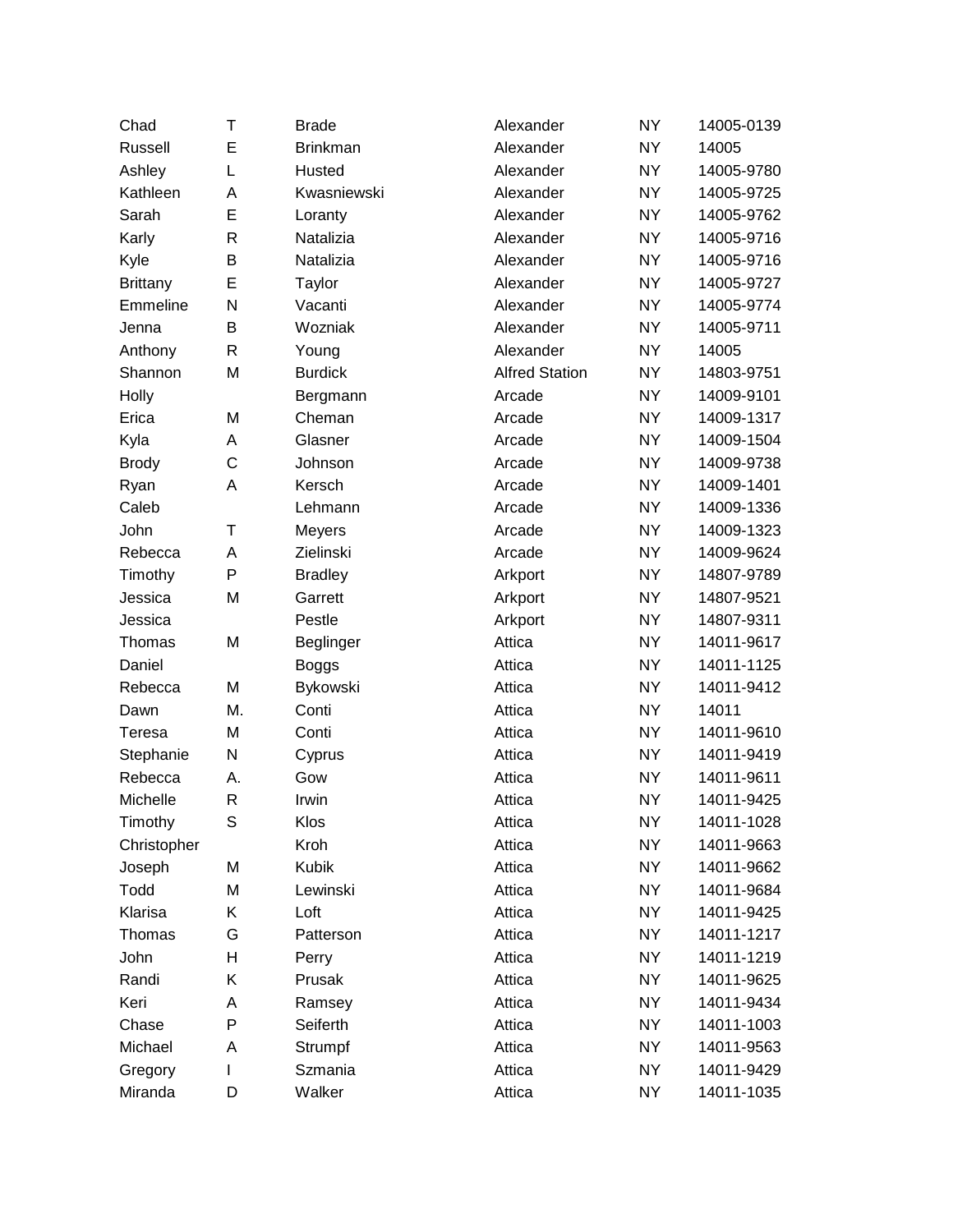| | | | | | |
|---|---|---|---|---|---|
| Chad | T | Brade | Alexander | NY | 14005-0139 |
| Russell | E | Brinkman | Alexander | NY | 14005 |
| Ashley | L | Husted | Alexander | NY | 14005-9780 |
| Kathleen | A | Kwasniewski | Alexander | NY | 14005-9725 |
| Sarah | E | Loranty | Alexander | NY | 14005-9762 |
| Karly | R | Natalizia | Alexander | NY | 14005-9716 |
| Kyle | B | Natalizia | Alexander | NY | 14005-9716 |
| Brittany | E | Taylor | Alexander | NY | 14005-9727 |
| Emmeline | N | Vacanti | Alexander | NY | 14005-9774 |
| Jenna | B | Wozniak | Alexander | NY | 14005-9711 |
| Anthony | R | Young | Alexander | NY | 14005 |
| Shannon | M | Burdick | Alfred Station | NY | 14803-9751 |
| Holly | | Bergmann | Arcade | NY | 14009-9101 |
| Erica | M | Cheman | Arcade | NY | 14009-1317 |
| Kyla | A | Glasner | Arcade | NY | 14009-1504 |
| Brody | C | Johnson | Arcade | NY | 14009-9738 |
| Ryan | A | Kersch | Arcade | NY | 14009-1401 |
| Caleb | | Lehmann | Arcade | NY | 14009-1336 |
| John | T | Meyers | Arcade | NY | 14009-1323 |
| Rebecca | A | Zielinski | Arcade | NY | 14009-9624 |
| Timothy | P | Bradley | Arkport | NY | 14807-9789 |
| Jessica | M | Garrett | Arkport | NY | 14807-9521 |
| Jessica | | Pestle | Arkport | NY | 14807-9311 |
| Thomas | M | Beglinger | Attica | NY | 14011-9617 |
| Daniel | | Boggs | Attica | NY | 14011-1125 |
| Rebecca | M | Bykowski | Attica | NY | 14011-9412 |
| Dawn | M. | Conti | Attica | NY | 14011 |
| Teresa | M | Conti | Attica | NY | 14011-9610 |
| Stephanie | N | Cyprus | Attica | NY | 14011-9419 |
| Rebecca | A. | Gow | Attica | NY | 14011-9611 |
| Michelle | R | Irwin | Attica | NY | 14011-9425 |
| Timothy | S | Klos | Attica | NY | 14011-1028 |
| Christopher | | Kroh | Attica | NY | 14011-9663 |
| Joseph | M | Kubik | Attica | NY | 14011-9662 |
| Todd | M | Lewinski | Attica | NY | 14011-9684 |
| Klarisa | K | Loft | Attica | NY | 14011-9425 |
| Thomas | G | Patterson | Attica | NY | 14011-1217 |
| John | H | Perry | Attica | NY | 14011-1219 |
| Randi | K | Prusak | Attica | NY | 14011-9625 |
| Keri | A | Ramsey | Attica | NY | 14011-9434 |
| Chase | P | Seiferth | Attica | NY | 14011-1003 |
| Michael | A | Strumpf | Attica | NY | 14011-9563 |
| Gregory | I | Szmania | Attica | NY | 14011-9429 |
| Miranda | D | Walker | Attica | NY | 14011-1035 |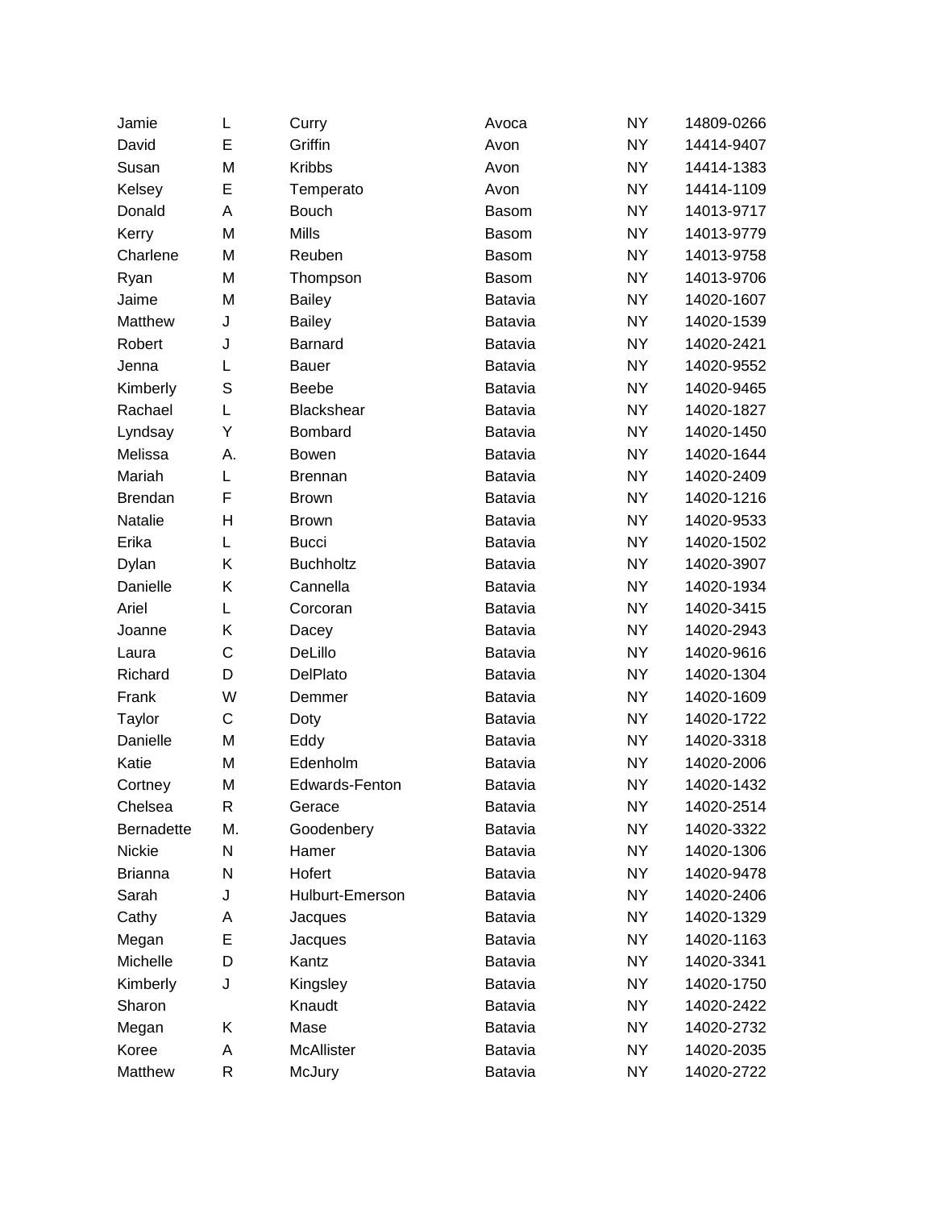| | | | | | |
|---|---|---|---|---|---|
| Jamie | L | Curry | Avoca | NY | 14809-0266 |
| David | E | Griffin | Avon | NY | 14414-9407 |
| Susan | M | Kribbs | Avon | NY | 14414-1383 |
| Kelsey | E | Temperato | Avon | NY | 14414-1109 |
| Donald | A | Bouch | Basom | NY | 14013-9717 |
| Kerry | M | Mills | Basom | NY | 14013-9779 |
| Charlene | M | Reuben | Basom | NY | 14013-9758 |
| Ryan | M | Thompson | Basom | NY | 14013-9706 |
| Jaime | M | Bailey | Batavia | NY | 14020-1607 |
| Matthew | J | Bailey | Batavia | NY | 14020-1539 |
| Robert | J | Barnard | Batavia | NY | 14020-2421 |
| Jenna | L | Bauer | Batavia | NY | 14020-9552 |
| Kimberly | S | Beebe | Batavia | NY | 14020-9465 |
| Rachael | L | Blackshear | Batavia | NY | 14020-1827 |
| Lyndsay | Y | Bombard | Batavia | NY | 14020-1450 |
| Melissa | A. | Bowen | Batavia | NY | 14020-1644 |
| Mariah | L | Brennan | Batavia | NY | 14020-2409 |
| Brendan | F | Brown | Batavia | NY | 14020-1216 |
| Natalie | H | Brown | Batavia | NY | 14020-9533 |
| Erika | L | Bucci | Batavia | NY | 14020-1502 |
| Dylan | K | Buchholtz | Batavia | NY | 14020-3907 |
| Danielle | K | Cannella | Batavia | NY | 14020-1934 |
| Ariel | L | Corcoran | Batavia | NY | 14020-3415 |
| Joanne | K | Dacey | Batavia | NY | 14020-2943 |
| Laura | C | DeLillo | Batavia | NY | 14020-9616 |
| Richard | D | DelPlato | Batavia | NY | 14020-1304 |
| Frank | W | Demmer | Batavia | NY | 14020-1609 |
| Taylor | C | Doty | Batavia | NY | 14020-1722 |
| Danielle | M | Eddy | Batavia | NY | 14020-3318 |
| Katie | M | Edenholm | Batavia | NY | 14020-2006 |
| Cortney | M | Edwards-Fenton | Batavia | NY | 14020-1432 |
| Chelsea | R | Gerace | Batavia | NY | 14020-2514 |
| Bernadette | M. | Goodenbery | Batavia | NY | 14020-3322 |
| Nickie | N | Hamer | Batavia | NY | 14020-1306 |
| Brianna | N | Hofert | Batavia | NY | 14020-9478 |
| Sarah | J | Hulburt-Emerson | Batavia | NY | 14020-2406 |
| Cathy | A | Jacques | Batavia | NY | 14020-1329 |
| Megan | E | Jacques | Batavia | NY | 14020-1163 |
| Michelle | D | Kantz | Batavia | NY | 14020-3341 |
| Kimberly | J | Kingsley | Batavia | NY | 14020-1750 |
| Sharon | | Knaudt | Batavia | NY | 14020-2422 |
| Megan | K | Mase | Batavia | NY | 14020-2732 |
| Koree | A | McAllister | Batavia | NY | 14020-2035 |
| Matthew | R | McJury | Batavia | NY | 14020-2722 |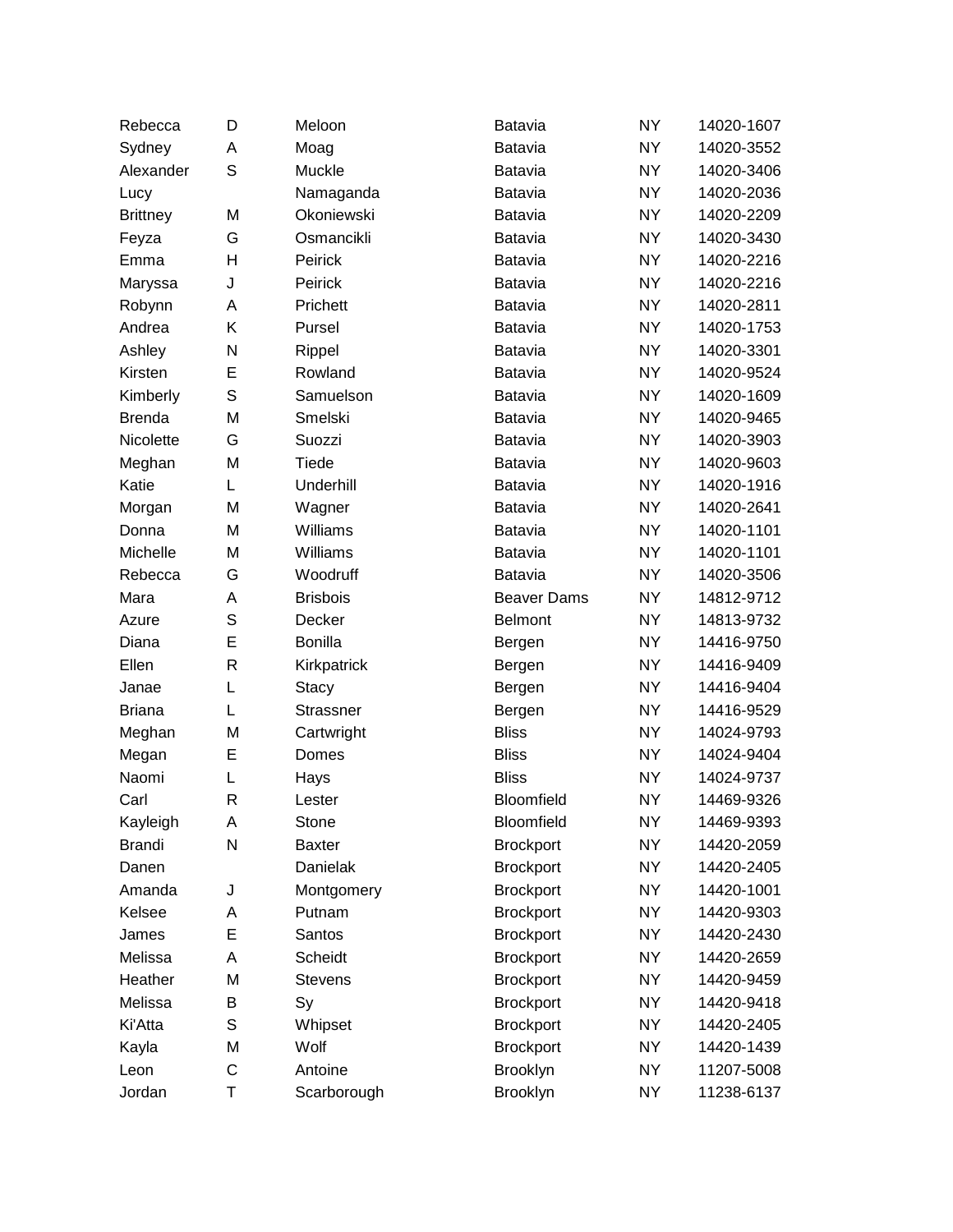| | | | | | |
|---|---|---|---|---|---|
| Rebecca | D | Meloon | Batavia | NY | 14020-1607 |
| Sydney | A | Moag | Batavia | NY | 14020-3552 |
| Alexander | S | Muckle | Batavia | NY | 14020-3406 |
| Lucy | | Namaganda | Batavia | NY | 14020-2036 |
| Brittney | M | Okoniewski | Batavia | NY | 14020-2209 |
| Feyza | G | Osmancikli | Batavia | NY | 14020-3430 |
| Emma | H | Peirick | Batavia | NY | 14020-2216 |
| Maryssa | J | Peirick | Batavia | NY | 14020-2216 |
| Robynn | A | Prichett | Batavia | NY | 14020-2811 |
| Andrea | K | Pursel | Batavia | NY | 14020-1753 |
| Ashley | N | Rippel | Batavia | NY | 14020-3301 |
| Kirsten | E | Rowland | Batavia | NY | 14020-9524 |
| Kimberly | S | Samuelson | Batavia | NY | 14020-1609 |
| Brenda | M | Smelski | Batavia | NY | 14020-9465 |
| Nicolette | G | Suozzi | Batavia | NY | 14020-3903 |
| Meghan | M | Tiede | Batavia | NY | 14020-9603 |
| Katie | L | Underhill | Batavia | NY | 14020-1916 |
| Morgan | M | Wagner | Batavia | NY | 14020-2641 |
| Donna | M | Williams | Batavia | NY | 14020-1101 |
| Michelle | M | Williams | Batavia | NY | 14020-1101 |
| Rebecca | G | Woodruff | Batavia | NY | 14020-3506 |
| Mara | A | Brisbois | Beaver Dams | NY | 14812-9712 |
| Azure | S | Decker | Belmont | NY | 14813-9732 |
| Diana | E | Bonilla | Bergen | NY | 14416-9750 |
| Ellen | R | Kirkpatrick | Bergen | NY | 14416-9409 |
| Janae | L | Stacy | Bergen | NY | 14416-9404 |
| Briana | L | Strassner | Bergen | NY | 14416-9529 |
| Meghan | M | Cartwright | Bliss | NY | 14024-9793 |
| Megan | E | Domes | Bliss | NY | 14024-9404 |
| Naomi | L | Hays | Bliss | NY | 14024-9737 |
| Carl | R | Lester | Bloomfield | NY | 14469-9326 |
| Kayleigh | A | Stone | Bloomfield | NY | 14469-9393 |
| Brandi | N | Baxter | Brockport | NY | 14420-2059 |
| Danen | | Danielak | Brockport | NY | 14420-2405 |
| Amanda | J | Montgomery | Brockport | NY | 14420-1001 |
| Kelsee | A | Putnam | Brockport | NY | 14420-9303 |
| James | E | Santos | Brockport | NY | 14420-2430 |
| Melissa | A | Scheidt | Brockport | NY | 14420-2659 |
| Heather | M | Stevens | Brockport | NY | 14420-9459 |
| Melissa | B | Sy | Brockport | NY | 14420-9418 |
| Ki'Atta | S | Whipset | Brockport | NY | 14420-2405 |
| Kayla | M | Wolf | Brockport | NY | 14420-1439 |
| Leon | C | Antoine | Brooklyn | NY | 11207-5008 |
| Jordan | T | Scarborough | Brooklyn | NY | 11238-6137 |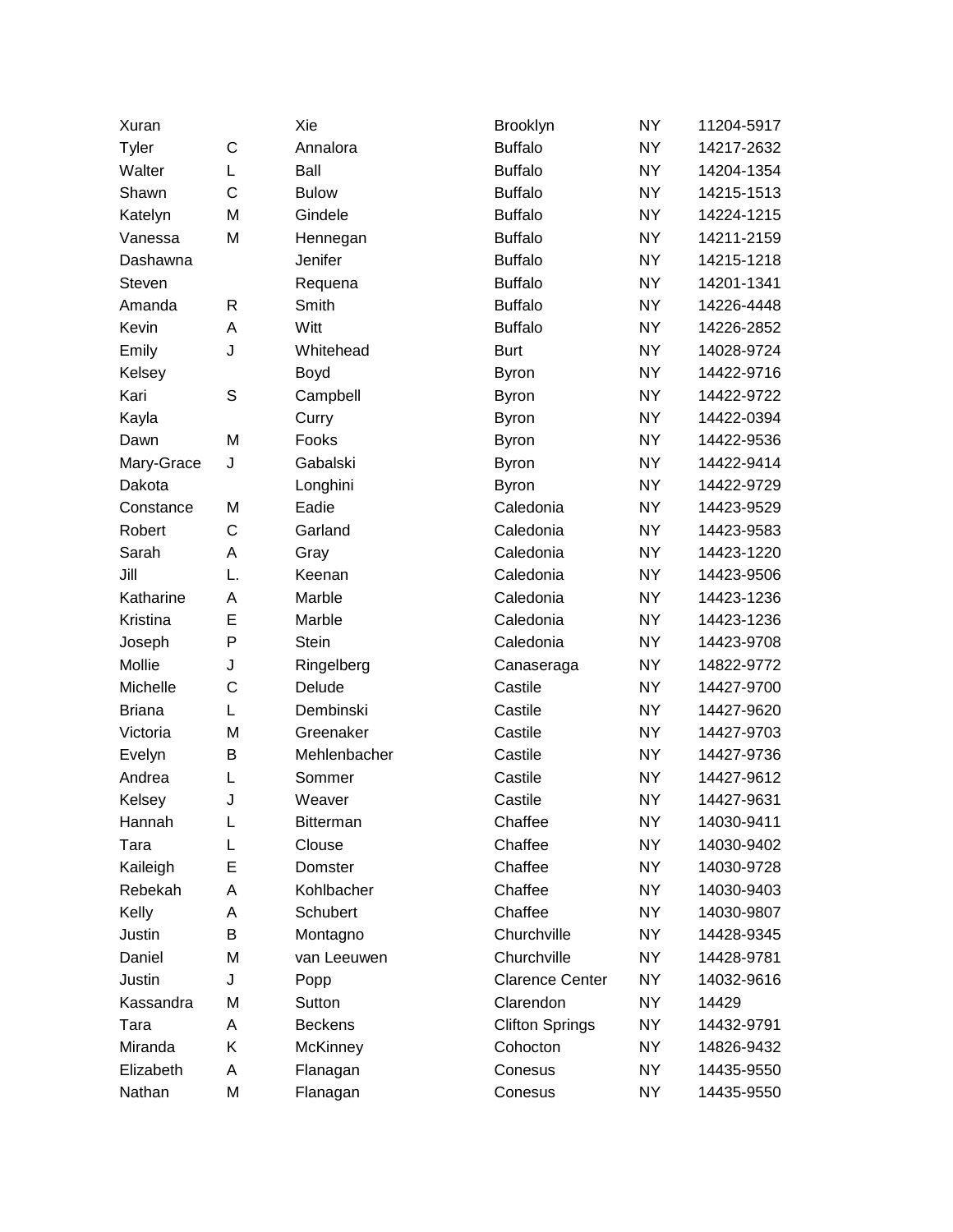| | | | | | |
|---|---|---|---|---|---|
| Xuran | | Xie | Brooklyn | NY | 11204-5917 |
| Tyler | C | Annalora | Buffalo | NY | 14217-2632 |
| Walter | L | Ball | Buffalo | NY | 14204-1354 |
| Shawn | C | Bulow | Buffalo | NY | 14215-1513 |
| Katelyn | M | Gindele | Buffalo | NY | 14224-1215 |
| Vanessa | M | Hennegan | Buffalo | NY | 14211-2159 |
| Dashawna | | Jenifer | Buffalo | NY | 14215-1218 |
| Steven | | Requena | Buffalo | NY | 14201-1341 |
| Amanda | R | Smith | Buffalo | NY | 14226-4448 |
| Kevin | A | Witt | Buffalo | NY | 14226-2852 |
| Emily | J | Whitehead | Burt | NY | 14028-9724 |
| Kelsey | | Boyd | Byron | NY | 14422-9716 |
| Kari | S | Campbell | Byron | NY | 14422-9722 |
| Kayla | | Curry | Byron | NY | 14422-0394 |
| Dawn | M | Fooks | Byron | NY | 14422-9536 |
| Mary-Grace | J | Gabalski | Byron | NY | 14422-9414 |
| Dakota | | Longhini | Byron | NY | 14422-9729 |
| Constance | M | Eadie | Caledonia | NY | 14423-9529 |
| Robert | C | Garland | Caledonia | NY | 14423-9583 |
| Sarah | A | Gray | Caledonia | NY | 14423-1220 |
| Jill | L. | Keenan | Caledonia | NY | 14423-9506 |
| Katharine | A | Marble | Caledonia | NY | 14423-1236 |
| Kristina | E | Marble | Caledonia | NY | 14423-1236 |
| Joseph | P | Stein | Caledonia | NY | 14423-9708 |
| Mollie | J | Ringelberg | Canaseraga | NY | 14822-9772 |
| Michelle | C | Delude | Castile | NY | 14427-9700 |
| Briana | L | Dembinski | Castile | NY | 14427-9620 |
| Victoria | M | Greenaker | Castile | NY | 14427-9703 |
| Evelyn | B | Mehlenbacher | Castile | NY | 14427-9736 |
| Andrea | L | Sommer | Castile | NY | 14427-9612 |
| Kelsey | J | Weaver | Castile | NY | 14427-9631 |
| Hannah | L | Bitterman | Chaffee | NY | 14030-9411 |
| Tara | L | Clouse | Chaffee | NY | 14030-9402 |
| Kaileigh | E | Domster | Chaffee | NY | 14030-9728 |
| Rebekah | A | Kohlbacher | Chaffee | NY | 14030-9403 |
| Kelly | A | Schubert | Chaffee | NY | 14030-9807 |
| Justin | B | Montagno | Churchville | NY | 14428-9345 |
| Daniel | M | van Leeuwen | Churchville | NY | 14428-9781 |
| Justin | J | Popp | Clarence Center | NY | 14032-9616 |
| Kassandra | M | Sutton | Clarendon | NY | 14429 |
| Tara | A | Beckens | Clifton Springs | NY | 14432-9791 |
| Miranda | K | McKinney | Cohocton | NY | 14826-9432 |
| Elizabeth | A | Flanagan | Conesus | NY | 14435-9550 |
| Nathan | M | Flanagan | Conesus | NY | 14435-9550 |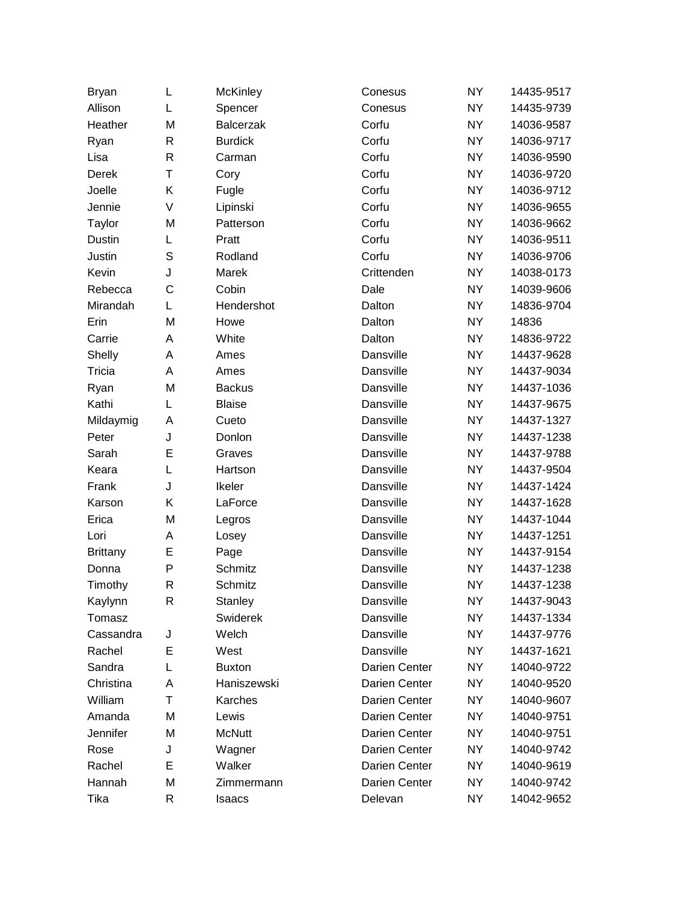| | | | | | |
|---|---|---|---|---|---|
| Bryan | L | McKinley | Conesus | NY | 14435-9517 |
| Allison | L | Spencer | Conesus | NY | 14435-9739 |
| Heather | M | Balcerzak | Corfu | NY | 14036-9587 |
| Ryan | R | Burdick | Corfu | NY | 14036-9717 |
| Lisa | R | Carman | Corfu | NY | 14036-9590 |
| Derek | T | Cory | Corfu | NY | 14036-9720 |
| Joelle | K | Fugle | Corfu | NY | 14036-9712 |
| Jennie | V | Lipinski | Corfu | NY | 14036-9655 |
| Taylor | M | Patterson | Corfu | NY | 14036-9662 |
| Dustin | L | Pratt | Corfu | NY | 14036-9511 |
| Justin | S | Rodland | Corfu | NY | 14036-9706 |
| Kevin | J | Marek | Crittenden | NY | 14038-0173 |
| Rebecca | C | Cobin | Dale | NY | 14039-9606 |
| Mirandah | L | Hendershot | Dalton | NY | 14836-9704 |
| Erin | M | Howe | Dalton | NY | 14836 |
| Carrie | A | White | Dalton | NY | 14836-9722 |
| Shelly | A | Ames | Dansville | NY | 14437-9628 |
| Tricia | A | Ames | Dansville | NY | 14437-9034 |
| Ryan | M | Backus | Dansville | NY | 14437-1036 |
| Kathi | L | Blaise | Dansville | NY | 14437-9675 |
| Mildaymig | A | Cueto | Dansville | NY | 14437-1327 |
| Peter | J | Donlon | Dansville | NY | 14437-1238 |
| Sarah | E | Graves | Dansville | NY | 14437-9788 |
| Keara | L | Hartson | Dansville | NY | 14437-9504 |
| Frank | J | Ikeler | Dansville | NY | 14437-1424 |
| Karson | K | LaForce | Dansville | NY | 14437-1628 |
| Erica | M | Legros | Dansville | NY | 14437-1044 |
| Lori | A | Losey | Dansville | NY | 14437-1251 |
| Brittany | E | Page | Dansville | NY | 14437-9154 |
| Donna | P | Schmitz | Dansville | NY | 14437-1238 |
| Timothy | R | Schmitz | Dansville | NY | 14437-1238 |
| Kaylynn | R | Stanley | Dansville | NY | 14437-9043 |
| Tomasz | | Swiderek | Dansville | NY | 14437-1334 |
| Cassandra | J | Welch | Dansville | NY | 14437-9776 |
| Rachel | E | West | Dansville | NY | 14437-1621 |
| Sandra | L | Buxton | Darien Center | NY | 14040-9722 |
| Christina | A | Haniszewski | Darien Center | NY | 14040-9520 |
| William | T | Karches | Darien Center | NY | 14040-9607 |
| Amanda | M | Lewis | Darien Center | NY | 14040-9751 |
| Jennifer | M | McNutt | Darien Center | NY | 14040-9751 |
| Rose | J | Wagner | Darien Center | NY | 14040-9742 |
| Rachel | E | Walker | Darien Center | NY | 14040-9619 |
| Hannah | M | Zimmermann | Darien Center | NY | 14040-9742 |
| Tika | R | Isaacs | Delevan | NY | 14042-9652 |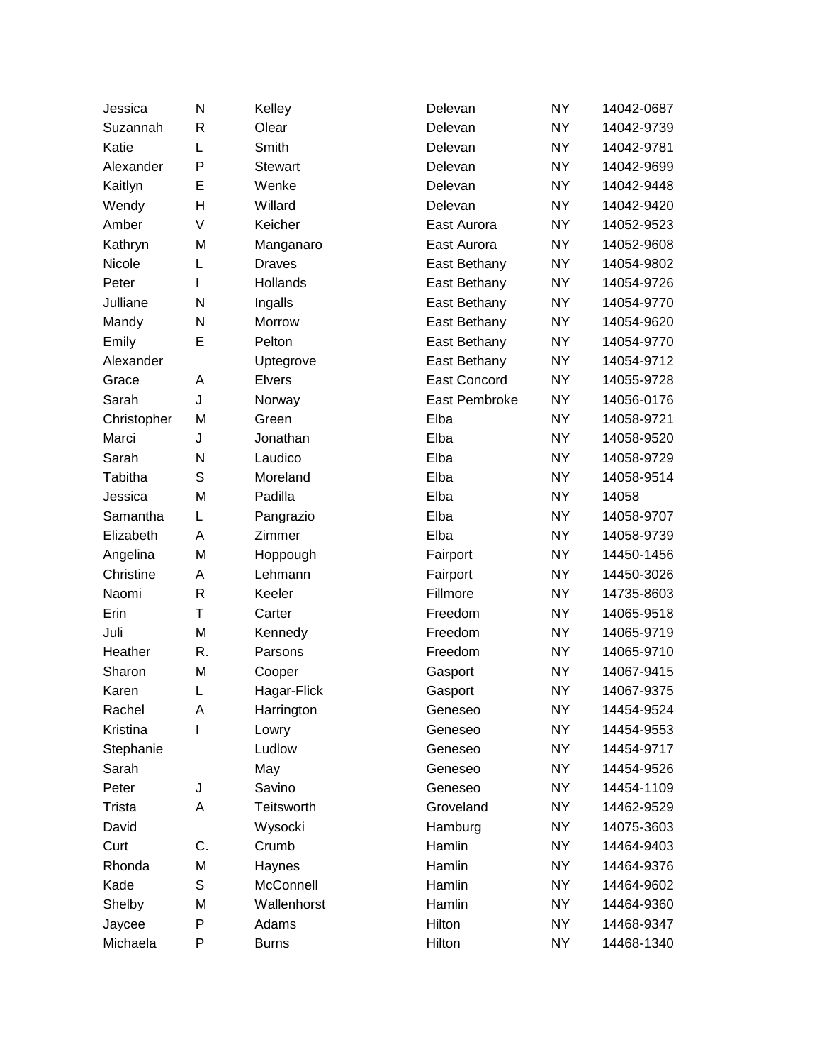| | | | | | |
|---|---|---|---|---|---|
| Jessica | N | Kelley | Delevan | NY | 14042-0687 |
| Suzannah | R | Olear | Delevan | NY | 14042-9739 |
| Katie | L | Smith | Delevan | NY | 14042-9781 |
| Alexander | P | Stewart | Delevan | NY | 14042-9699 |
| Kaitlyn | E | Wenke | Delevan | NY | 14042-9448 |
| Wendy | H | Willard | Delevan | NY | 14042-9420 |
| Amber | V | Keicher | East Aurora | NY | 14052-9523 |
| Kathryn | M | Manganaro | East Aurora | NY | 14052-9608 |
| Nicole | L | Draves | East Bethany | NY | 14054-9802 |
| Peter | I | Hollands | East Bethany | NY | 14054-9726 |
| Julliane | N | Ingalls | East Bethany | NY | 14054-9770 |
| Mandy | N | Morrow | East Bethany | NY | 14054-9620 |
| Emily | E | Pelton | East Bethany | NY | 14054-9770 |
| Alexander | | Uptegrove | East Bethany | NY | 14054-9712 |
| Grace | A | Elvers | East Concord | NY | 14055-9728 |
| Sarah | J | Norway | East Pembroke | NY | 14056-0176 |
| Christopher | M | Green | Elba | NY | 14058-9721 |
| Marci | J | Jonathan | Elba | NY | 14058-9520 |
| Sarah | N | Laudico | Elba | NY | 14058-9729 |
| Tabitha | S | Moreland | Elba | NY | 14058-9514 |
| Jessica | M | Padilla | Elba | NY | 14058 |
| Samantha | L | Pangrazio | Elba | NY | 14058-9707 |
| Elizabeth | A | Zimmer | Elba | NY | 14058-9739 |
| Angelina | M | Hoppough | Fairport | NY | 14450-1456 |
| Christine | A | Lehmann | Fairport | NY | 14450-3026 |
| Naomi | R | Keeler | Fillmore | NY | 14735-8603 |
| Erin | T | Carter | Freedom | NY | 14065-9518 |
| Juli | M | Kennedy | Freedom | NY | 14065-9719 |
| Heather | R. | Parsons | Freedom | NY | 14065-9710 |
| Sharon | M | Cooper | Gasport | NY | 14067-9415 |
| Karen | L | Hagar-Flick | Gasport | NY | 14067-9375 |
| Rachel | A | Harrington | Geneseo | NY | 14454-9524 |
| Kristina | I | Lowry | Geneseo | NY | 14454-9553 |
| Stephanie | | Ludlow | Geneseo | NY | 14454-9717 |
| Sarah | | May | Geneseo | NY | 14454-9526 |
| Peter | J | Savino | Geneseo | NY | 14454-1109 |
| Trista | A | Teitsworth | Groveland | NY | 14462-9529 |
| David | | Wysocki | Hamburg | NY | 14075-3603 |
| Curt | C. | Crumb | Hamlin | NY | 14464-9403 |
| Rhonda | M | Haynes | Hamlin | NY | 14464-9376 |
| Kade | S | McConnell | Hamlin | NY | 14464-9602 |
| Shelby | M | Wallenhorst | Hamlin | NY | 14464-9360 |
| Jaycee | P | Adams | Hilton | NY | 14468-9347 |
| Michaela | P | Burns | Hilton | NY | 14468-1340 |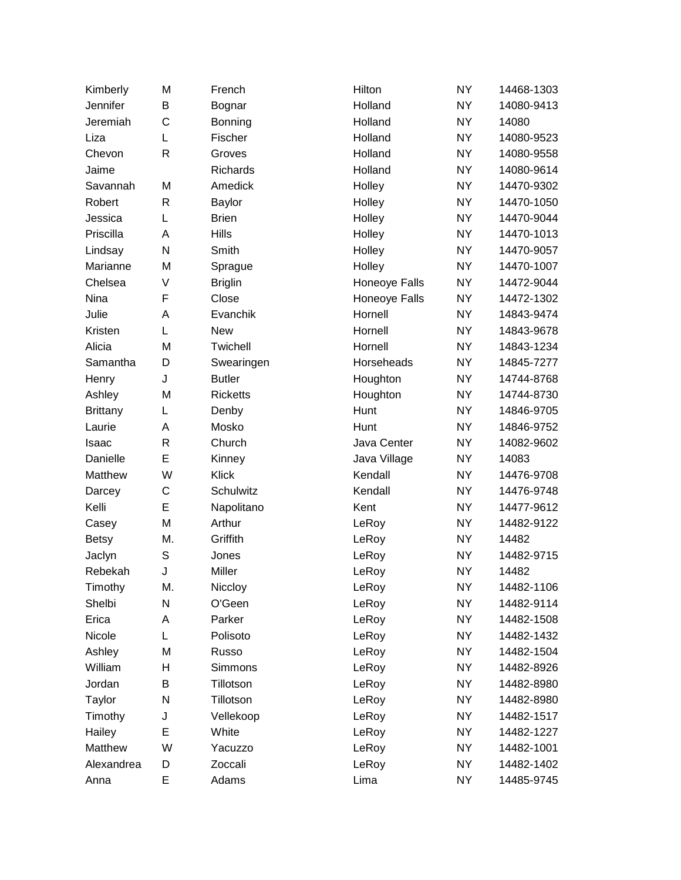| | | | | | |
|---|---|---|---|---|---|
| Kimberly | M | French | Hilton | NY | 14468-1303 |
| Jennifer | B | Bognar | Holland | NY | 14080-9413 |
| Jeremiah | C | Bonning | Holland | NY | 14080 |
| Liza | L | Fischer | Holland | NY | 14080-9523 |
| Chevon | R | Groves | Holland | NY | 14080-9558 |
| Jaime | | Richards | Holland | NY | 14080-9614 |
| Savannah | M | Amedick | Holley | NY | 14470-9302 |
| Robert | R | Baylor | Holley | NY | 14470-1050 |
| Jessica | L | Brien | Holley | NY | 14470-9044 |
| Priscilla | A | Hills | Holley | NY | 14470-1013 |
| Lindsay | N | Smith | Holley | NY | 14470-9057 |
| Marianne | M | Sprague | Holley | NY | 14470-1007 |
| Chelsea | V | Briglin | Honeoye Falls | NY | 14472-9044 |
| Nina | F | Close | Honeoye Falls | NY | 14472-1302 |
| Julie | A | Evanchik | Hornell | NY | 14843-9474 |
| Kristen | L | New | Hornell | NY | 14843-9678 |
| Alicia | M | Twichell | Hornell | NY | 14843-1234 |
| Samantha | D | Swearingen | Horseheads | NY | 14845-7277 |
| Henry | J | Butler | Houghton | NY | 14744-8768 |
| Ashley | M | Ricketts | Houghton | NY | 14744-8730 |
| Brittany | L | Denby | Hunt | NY | 14846-9705 |
| Laurie | A | Mosko | Hunt | NY | 14846-9752 |
| Isaac | R | Church | Java Center | NY | 14082-9602 |
| Danielle | E | Kinney | Java Village | NY | 14083 |
| Matthew | W | Klick | Kendall | NY | 14476-9708 |
| Darcey | C | Schulwitz | Kendall | NY | 14476-9748 |
| Kelli | E | Napolitano | Kent | NY | 14477-9612 |
| Casey | M | Arthur | LeRoy | NY | 14482-9122 |
| Betsy | M. | Griffith | LeRoy | NY | 14482 |
| Jaclyn | S | Jones | LeRoy | NY | 14482-9715 |
| Rebekah | J | Miller | LeRoy | NY | 14482 |
| Timothy | M. | Niccloy | LeRoy | NY | 14482-1106 |
| Shelbi | N | O'Geen | LeRoy | NY | 14482-9114 |
| Erica | A | Parker | LeRoy | NY | 14482-1508 |
| Nicole | L | Polisoto | LeRoy | NY | 14482-1432 |
| Ashley | M | Russo | LeRoy | NY | 14482-1504 |
| William | H | Simmons | LeRoy | NY | 14482-8926 |
| Jordan | B | Tillotson | LeRoy | NY | 14482-8980 |
| Taylor | N | Tillotson | LeRoy | NY | 14482-8980 |
| Timothy | J | Vellekoop | LeRoy | NY | 14482-1517 |
| Hailey | E | White | LeRoy | NY | 14482-1227 |
| Matthew | W | Yacuzzo | LeRoy | NY | 14482-1001 |
| Alexandrea | D | Zoccali | LeRoy | NY | 14482-1402 |
| Anna | E | Adams | Lima | NY | 14485-9745 |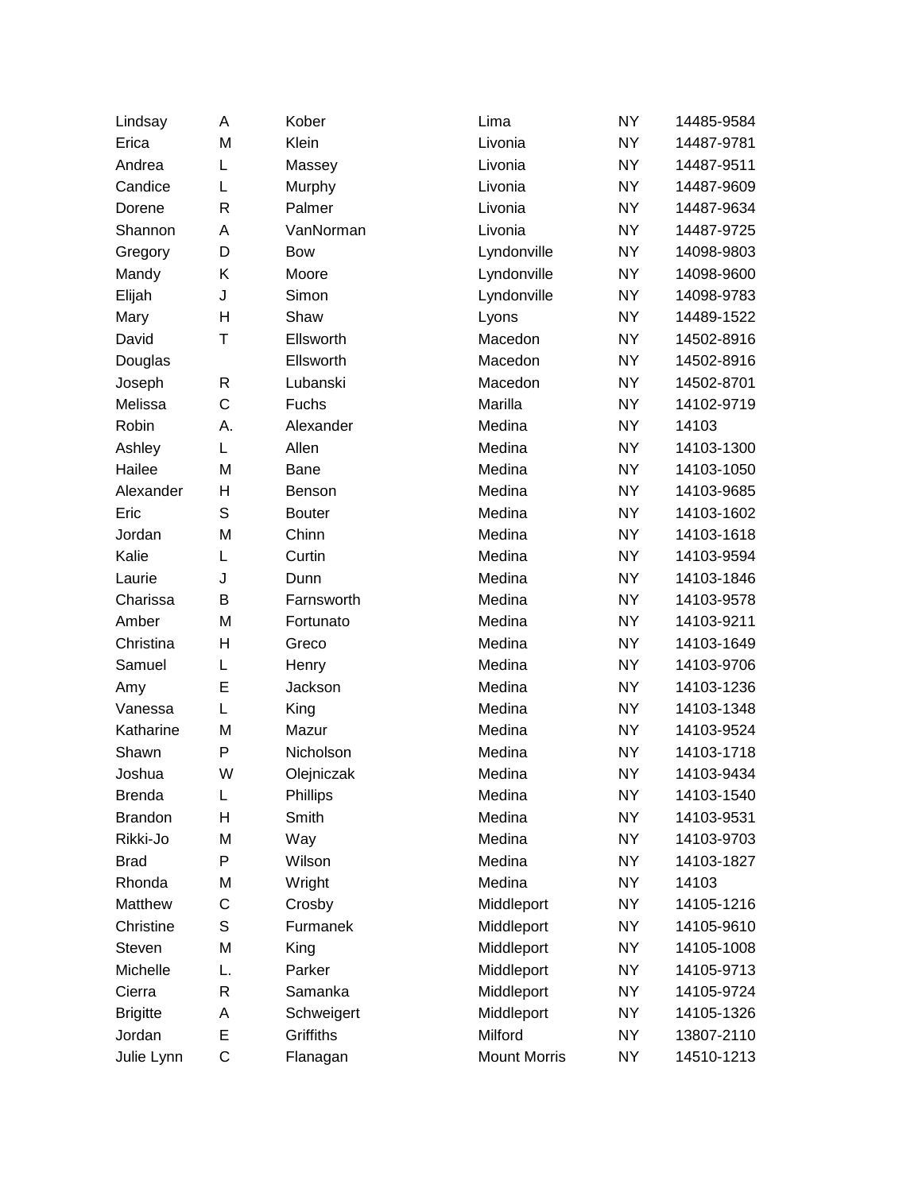| | | | | | |
|---|---|---|---|---|---|
| Lindsay | A | Kober | Lima | NY | 14485-9584 |
| Erica | M | Klein | Livonia | NY | 14487-9781 |
| Andrea | L | Massey | Livonia | NY | 14487-9511 |
| Candice | L | Murphy | Livonia | NY | 14487-9609 |
| Dorene | R | Palmer | Livonia | NY | 14487-9634 |
| Shannon | A | VanNorman | Livonia | NY | 14487-9725 |
| Gregory | D | Bow | Lyndonville | NY | 14098-9803 |
| Mandy | K | Moore | Lyndonville | NY | 14098-9600 |
| Elijah | J | Simon | Lyndonville | NY | 14098-9783 |
| Mary | H | Shaw | Lyons | NY | 14489-1522 |
| David | T | Ellsworth | Macedon | NY | 14502-8916 |
| Douglas | | Ellsworth | Macedon | NY | 14502-8916 |
| Joseph | R | Lubanski | Macedon | NY | 14502-8701 |
| Melissa | C | Fuchs | Marilla | NY | 14102-9719 |
| Robin | A. | Alexander | Medina | NY | 14103 |
| Ashley | L | Allen | Medina | NY | 14103-1300 |
| Hailee | M | Bane | Medina | NY | 14103-1050 |
| Alexander | H | Benson | Medina | NY | 14103-9685 |
| Eric | S | Bouter | Medina | NY | 14103-1602 |
| Jordan | M | Chinn | Medina | NY | 14103-1618 |
| Kalie | L | Curtin | Medina | NY | 14103-9594 |
| Laurie | J | Dunn | Medina | NY | 14103-1846 |
| Charissa | B | Farnsworth | Medina | NY | 14103-9578 |
| Amber | M | Fortunato | Medina | NY | 14103-9211 |
| Christina | H | Greco | Medina | NY | 14103-1649 |
| Samuel | L | Henry | Medina | NY | 14103-9706 |
| Amy | E | Jackson | Medina | NY | 14103-1236 |
| Vanessa | L | King | Medina | NY | 14103-1348 |
| Katharine | M | Mazur | Medina | NY | 14103-9524 |
| Shawn | P | Nicholson | Medina | NY | 14103-1718 |
| Joshua | W | Olejniczak | Medina | NY | 14103-9434 |
| Brenda | L | Phillips | Medina | NY | 14103-1540 |
| Brandon | H | Smith | Medina | NY | 14103-9531 |
| Rikki-Jo | M | Way | Medina | NY | 14103-9703 |
| Brad | P | Wilson | Medina | NY | 14103-1827 |
| Rhonda | M | Wright | Medina | NY | 14103 |
| Matthew | C | Crosby | Middleport | NY | 14105-1216 |
| Christine | S | Furmanek | Middleport | NY | 14105-9610 |
| Steven | M | King | Middleport | NY | 14105-1008 |
| Michelle | L. | Parker | Middleport | NY | 14105-9713 |
| Cierra | R | Samanka | Middleport | NY | 14105-9724 |
| Brigitte | A | Schweigert | Middleport | NY | 14105-1326 |
| Jordan | E | Griffiths | Milford | NY | 13807-2110 |
| Julie Lynn | C | Flanagan | Mount Morris | NY | 14510-1213 |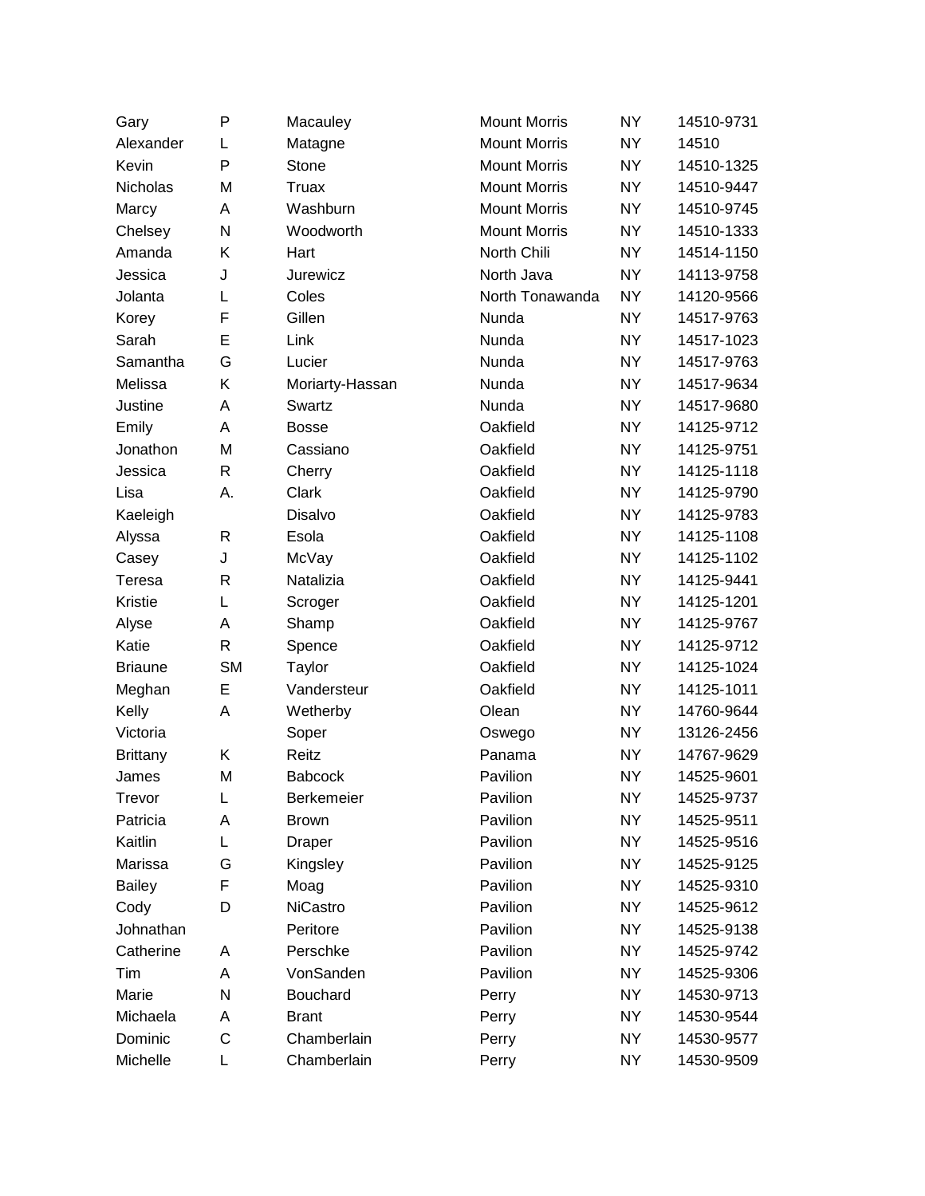| | | | | | |
|---|---|---|---|---|---|
| Gary | P | Macauley | Mount Morris | NY | 14510-9731 |
| Alexander | L | Matagne | Mount Morris | NY | 14510 |
| Kevin | P | Stone | Mount Morris | NY | 14510-1325 |
| Nicholas | M | Truax | Mount Morris | NY | 14510-9447 |
| Marcy | A | Washburn | Mount Morris | NY | 14510-9745 |
| Chelsey | N | Woodworth | Mount Morris | NY | 14510-1333 |
| Amanda | K | Hart | North Chili | NY | 14514-1150 |
| Jessica | J | Jurewicz | North Java | NY | 14113-9758 |
| Jolanta | L | Coles | North Tonawanda | NY | 14120-9566 |
| Korey | F | Gillen | Nunda | NY | 14517-9763 |
| Sarah | E | Link | Nunda | NY | 14517-1023 |
| Samantha | G | Lucier | Nunda | NY | 14517-9763 |
| Melissa | K | Moriarty-Hassan | Nunda | NY | 14517-9634 |
| Justine | A | Swartz | Nunda | NY | 14517-9680 |
| Emily | A | Bosse | Oakfield | NY | 14125-9712 |
| Jonathon | M | Cassiano | Oakfield | NY | 14125-9751 |
| Jessica | R | Cherry | Oakfield | NY | 14125-1118 |
| Lisa | A. | Clark | Oakfield | NY | 14125-9790 |
| Kaeleigh | | Disalvo | Oakfield | NY | 14125-9783 |
| Alyssa | R | Esola | Oakfield | NY | 14125-1108 |
| Casey | J | McVay | Oakfield | NY | 14125-1102 |
| Teresa | R | Natalizia | Oakfield | NY | 14125-9441 |
| Kristie | L | Scroger | Oakfield | NY | 14125-1201 |
| Alyse | A | Shamp | Oakfield | NY | 14125-9767 |
| Katie | R | Spence | Oakfield | NY | 14125-9712 |
| Briaune | SM | Taylor | Oakfield | NY | 14125-1024 |
| Meghan | E | Vandersteur | Oakfield | NY | 14125-1011 |
| Kelly | A | Wetherby | Olean | NY | 14760-9644 |
| Victoria | | Soper | Oswego | NY | 13126-2456 |
| Brittany | K | Reitz | Panama | NY | 14767-9629 |
| James | M | Babcock | Pavilion | NY | 14525-9601 |
| Trevor | L | Berkemeier | Pavilion | NY | 14525-9737 |
| Patricia | A | Brown | Pavilion | NY | 14525-9511 |
| Kaitlin | L | Draper | Pavilion | NY | 14525-9516 |
| Marissa | G | Kingsley | Pavilion | NY | 14525-9125 |
| Bailey | F | Moag | Pavilion | NY | 14525-9310 |
| Cody | D | NiCastro | Pavilion | NY | 14525-9612 |
| Johnathan | | Peritore | Pavilion | NY | 14525-9138 |
| Catherine | A | Perschke | Pavilion | NY | 14525-9742 |
| Tim | A | VonSanden | Pavilion | NY | 14525-9306 |
| Marie | N | Bouchard | Perry | NY | 14530-9713 |
| Michaela | A | Brant | Perry | NY | 14530-9544 |
| Dominic | C | Chamberlain | Perry | NY | 14530-9577 |
| Michelle | L | Chamberlain | Perry | NY | 14530-9509 |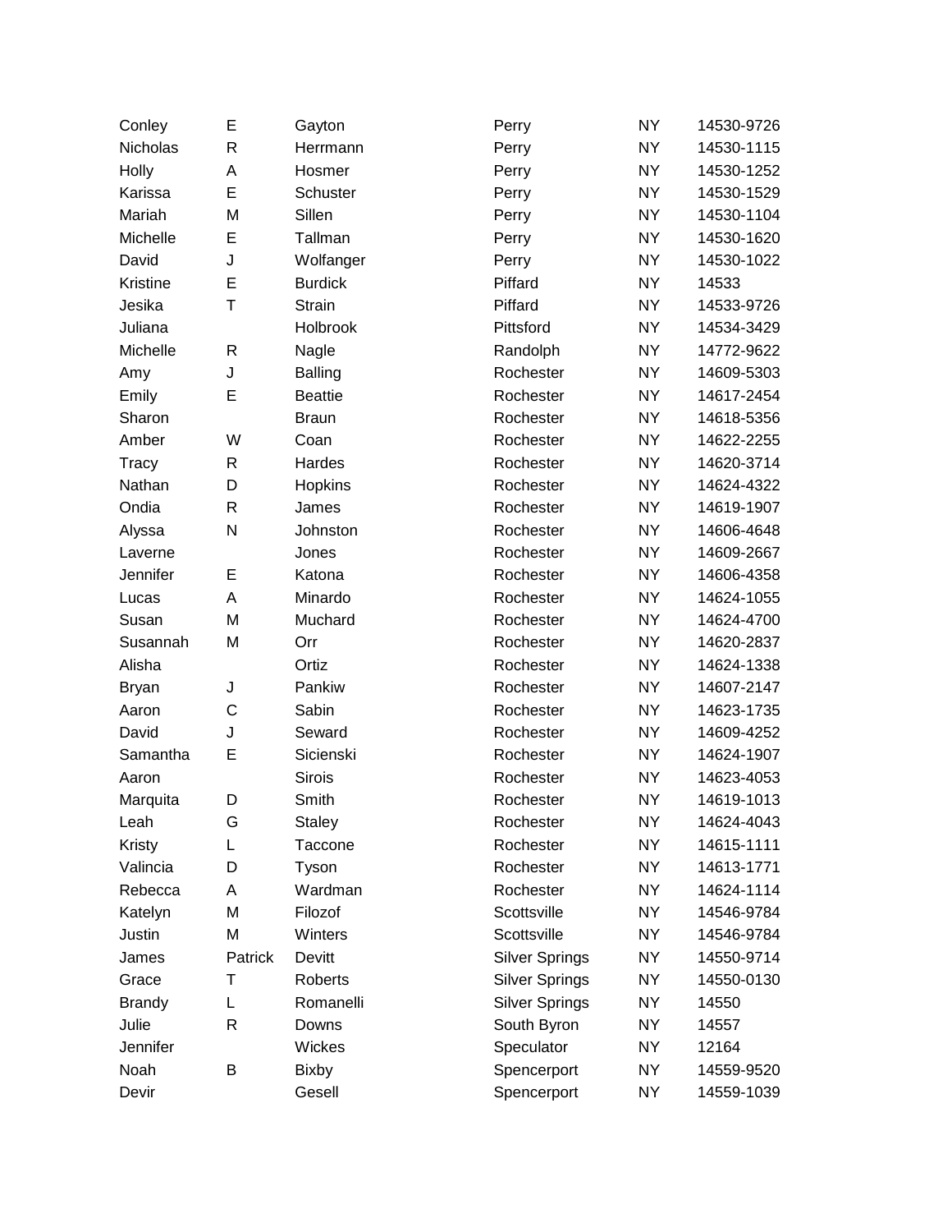| | | | | | |
|---|---|---|---|---|---|
| Conley | E | Gayton | Perry | NY | 14530-9726 |
| Nicholas | R | Herrmann | Perry | NY | 14530-1115 |
| Holly | A | Hosmer | Perry | NY | 14530-1252 |
| Karissa | E | Schuster | Perry | NY | 14530-1529 |
| Mariah | M | Sillen | Perry | NY | 14530-1104 |
| Michelle | E | Tallman | Perry | NY | 14530-1620 |
| David | J | Wolfanger | Perry | NY | 14530-1022 |
| Kristine | E | Burdick | Piffard | NY | 14533 |
| Jesika | T | Strain | Piffard | NY | 14533-9726 |
| Juliana | | Holbrook | Pittsford | NY | 14534-3429 |
| Michelle | R | Nagle | Randolph | NY | 14772-9622 |
| Amy | J | Balling | Rochester | NY | 14609-5303 |
| Emily | E | Beattie | Rochester | NY | 14617-2454 |
| Sharon | | Braun | Rochester | NY | 14618-5356 |
| Amber | W | Coan | Rochester | NY | 14622-2255 |
| Tracy | R | Hardes | Rochester | NY | 14620-3714 |
| Nathan | D | Hopkins | Rochester | NY | 14624-4322 |
| Ondia | R | James | Rochester | NY | 14619-1907 |
| Alyssa | N | Johnston | Rochester | NY | 14606-4648 |
| Laverne | | Jones | Rochester | NY | 14609-2667 |
| Jennifer | E | Katona | Rochester | NY | 14606-4358 |
| Lucas | A | Minardo | Rochester | NY | 14624-1055 |
| Susan | M | Muchard | Rochester | NY | 14624-4700 |
| Susannah | M | Orr | Rochester | NY | 14620-2837 |
| Alisha | | Ortiz | Rochester | NY | 14624-1338 |
| Bryan | J | Pankiw | Rochester | NY | 14607-2147 |
| Aaron | C | Sabin | Rochester | NY | 14623-1735 |
| David | J | Seward | Rochester | NY | 14609-4252 |
| Samantha | E | Sicienski | Rochester | NY | 14624-1907 |
| Aaron | | Sirois | Rochester | NY | 14623-4053 |
| Marquita | D | Smith | Rochester | NY | 14619-1013 |
| Leah | G | Staley | Rochester | NY | 14624-4043 |
| Kristy | L | Taccone | Rochester | NY | 14615-1111 |
| Valincia | D | Tyson | Rochester | NY | 14613-1771 |
| Rebecca | A | Wardman | Rochester | NY | 14624-1114 |
| Katelyn | M | Filozof | Scottsville | NY | 14546-9784 |
| Justin | M | Winters | Scottsville | NY | 14546-9784 |
| James | Patrick | Devitt | Silver Springs | NY | 14550-9714 |
| Grace | T | Roberts | Silver Springs | NY | 14550-0130 |
| Brandy | L | Romanelli | Silver Springs | NY | 14550 |
| Julie | R | Downs | South Byron | NY | 14557 |
| Jennifer | | Wickes | Speculator | NY | 12164 |
| Noah | B | Bixby | Spencerport | NY | 14559-9520 |
| Devir | | Gesell | Spencerport | NY | 14559-1039 |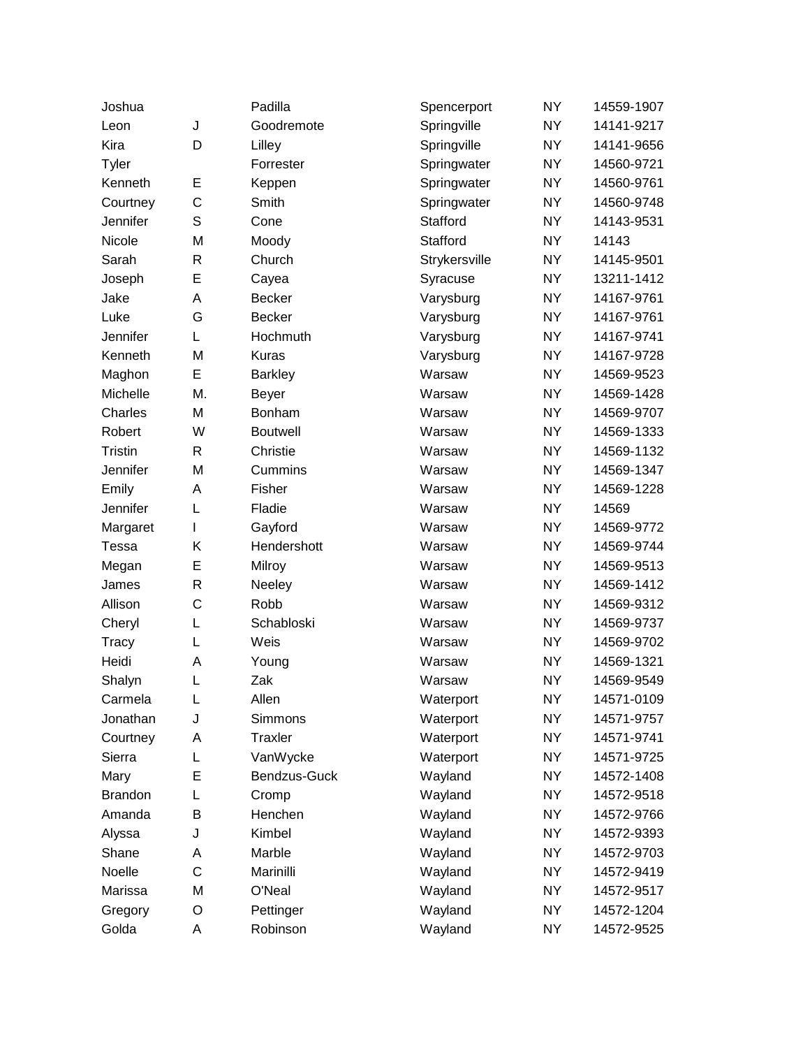| | | | | | |
|---|---|---|---|---|---|
| Joshua | | Padilla | Spencerport | NY | 14559-1907 |
| Leon | J | Goodremote | Springville | NY | 14141-9217 |
| Kira | D | Lilley | Springville | NY | 14141-9656 |
| Tyler | | Forrester | Springwater | NY | 14560-9721 |
| Kenneth | E | Keppen | Springwater | NY | 14560-9761 |
| Courtney | C | Smith | Springwater | NY | 14560-9748 |
| Jennifer | S | Cone | Stafford | NY | 14143-9531 |
| Nicole | M | Moody | Stafford | NY | 14143 |
| Sarah | R | Church | Strykersville | NY | 14145-9501 |
| Joseph | E | Cayea | Syracuse | NY | 13211-1412 |
| Jake | A | Becker | Varysburg | NY | 14167-9761 |
| Luke | G | Becker | Varysburg | NY | 14167-9761 |
| Jennifer | L | Hochmuth | Varysburg | NY | 14167-9741 |
| Kenneth | M | Kuras | Varysburg | NY | 14167-9728 |
| Maghon | E | Barkley | Warsaw | NY | 14569-9523 |
| Michelle | M. | Beyer | Warsaw | NY | 14569-1428 |
| Charles | M | Bonham | Warsaw | NY | 14569-9707 |
| Robert | W | Boutwell | Warsaw | NY | 14569-1333 |
| Tristin | R | Christie | Warsaw | NY | 14569-1132 |
| Jennifer | M | Cummins | Warsaw | NY | 14569-1347 |
| Emily | A | Fisher | Warsaw | NY | 14569-1228 |
| Jennifer | L | Fladie | Warsaw | NY | 14569 |
| Margaret | I | Gayford | Warsaw | NY | 14569-9772 |
| Tessa | K | Hendershott | Warsaw | NY | 14569-9744 |
| Megan | E | Milroy | Warsaw | NY | 14569-9513 |
| James | R | Neeley | Warsaw | NY | 14569-1412 |
| Allison | C | Robb | Warsaw | NY | 14569-9312 |
| Cheryl | L | Schabloski | Warsaw | NY | 14569-9737 |
| Tracy | L | Weis | Warsaw | NY | 14569-9702 |
| Heidi | A | Young | Warsaw | NY | 14569-1321 |
| Shalyn | L | Zak | Warsaw | NY | 14569-9549 |
| Carmela | L | Allen | Waterport | NY | 14571-0109 |
| Jonathan | J | Simmons | Waterport | NY | 14571-9757 |
| Courtney | A | Traxler | Waterport | NY | 14571-9741 |
| Sierra | L | VanWycke | Waterport | NY | 14571-9725 |
| Mary | E | Bendzus-Guck | Wayland | NY | 14572-1408 |
| Brandon | L | Cromp | Wayland | NY | 14572-9518 |
| Amanda | B | Henchen | Wayland | NY | 14572-9766 |
| Alyssa | J | Kimbel | Wayland | NY | 14572-9393 |
| Shane | A | Marble | Wayland | NY | 14572-9703 |
| Noelle | C | Marinilli | Wayland | NY | 14572-9419 |
| Marissa | M | O'Neal | Wayland | NY | 14572-9517 |
| Gregory | O | Pettinger | Wayland | NY | 14572-1204 |
| Golda | A | Robinson | Wayland | NY | 14572-9525 |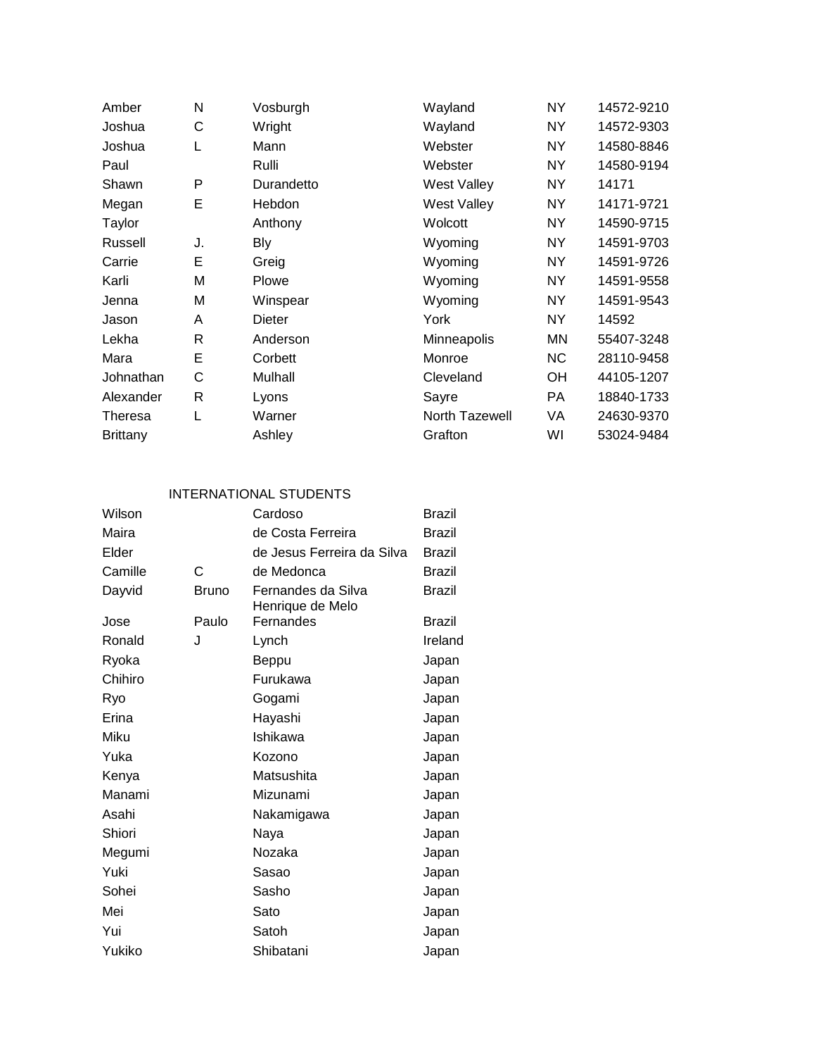| | | | | | |
|---|---|---|---|---|---|
| Amber | N | Vosburgh | Wayland | NY | 14572-9210 |
| Joshua | C | Wright | Wayland | NY | 14572-9303 |
| Joshua | L | Mann | Webster | NY | 14580-8846 |
| Paul | | Rulli | Webster | NY | 14580-9194 |
| Shawn | P | Durandetto | West Valley | NY | 14171 |
| Megan | E | Hebdon | West Valley | NY | 14171-9721 |
| Taylor | | Anthony | Wolcott | NY | 14590-9715 |
| Russell | J. | Bly | Wyoming | NY | 14591-9703 |
| Carrie | E | Greig | Wyoming | NY | 14591-9726 |
| Karli | M | Plowe | Wyoming | NY | 14591-9558 |
| Jenna | M | Winspear | Wyoming | NY | 14591-9543 |
| Jason | A | Dieter | York | NY | 14592 |
| Lekha | R | Anderson | Minneapolis | MN | 55407-3248 |
| Mara | E | Corbett | Monroe | NC | 28110-9458 |
| Johnathan | C | Mulhall | Cleveland | OH | 44105-1207 |
| Alexander | R | Lyons | Sayre | PA | 18840-1733 |
| Theresa | L | Warner | North Tazewell | VA | 24630-9370 |
| Brittany | | Ashley | Grafton | WI | 53024-9484 |

INTERNATIONAL STUDENTS

| | | | |
|---|---|---|---|
| Wilson | | Cardoso | Brazil |
| Maira | | de Costa Ferreira | Brazil |
| Elder | | de Jesus Ferreira da Silva | Brazil |
| Camille | C | de Medonca | Brazil |
| Dayvid | Bruno | Fernandes da Silva | Brazil |
| Jose | Paulo | Henrique de Melo Fernandes | Brazil |
| Ronald | J | Lynch | Ireland |
| Ryoka | | Beppu | Japan |
| Chihiro | | Furukawa | Japan |
| Ryo | | Gogami | Japan |
| Erina | | Hayashi | Japan |
| Miku | | Ishikawa | Japan |
| Yuka | | Kozono | Japan |
| Kenya | | Matsushita | Japan |
| Manami | | Mizunami | Japan |
| Asahi | | Nakamigawa | Japan |
| Shiori | | Naya | Japan |
| Megumi | | Nozaka | Japan |
| Yuki | | Sasao | Japan |
| Sohei | | Sasho | Japan |
| Mei | | Sato | Japan |
| Yui | | Satoh | Japan |
| Yukiko | | Shibatani | Japan |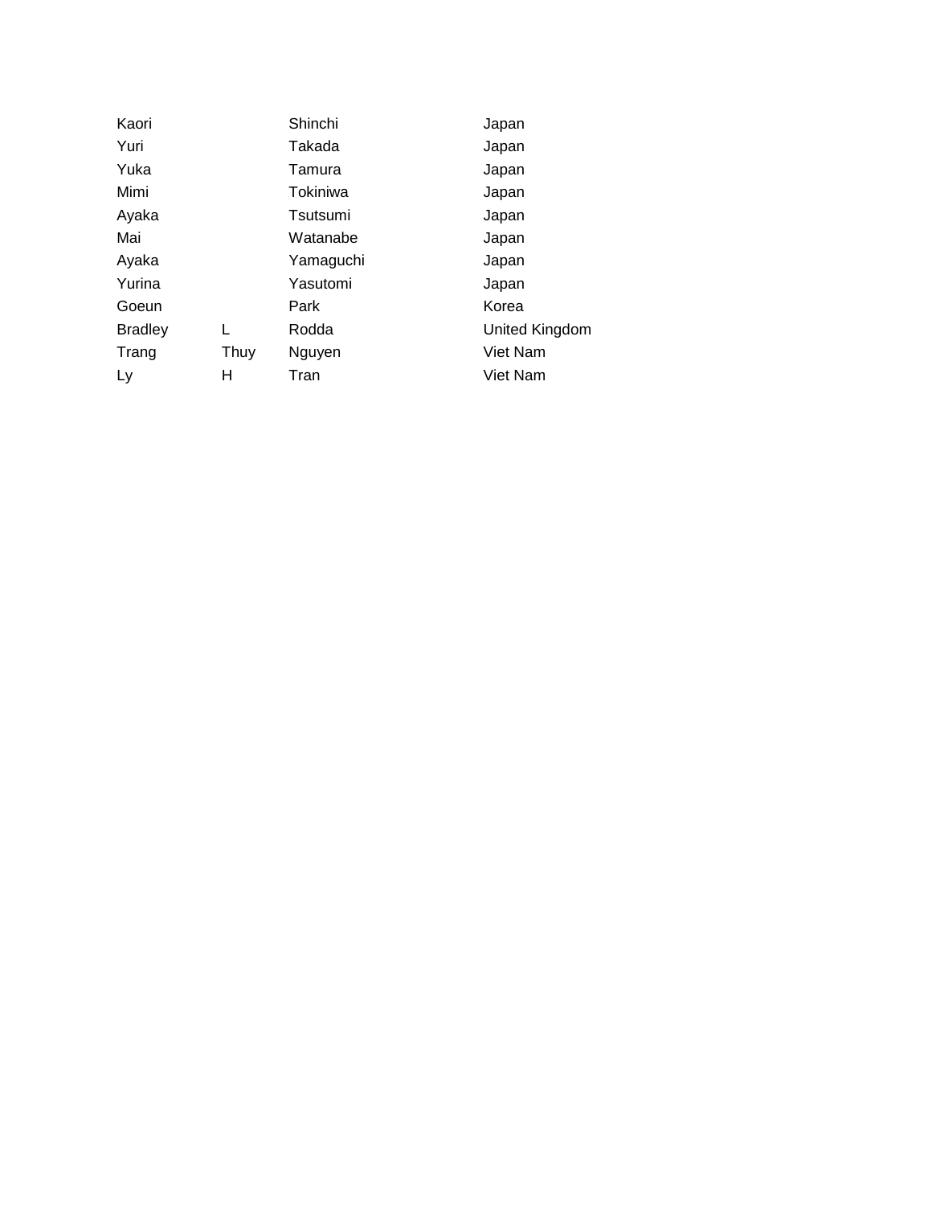| | | | |
|---|---|---|---|
| Kaori | | Shinchi | Japan |
| Yuri | | Takada | Japan |
| Yuka | | Tamura | Japan |
| Mimi | | Tokiniwa | Japan |
| Ayaka | | Tsutsumi | Japan |
| Mai | | Watanabe | Japan |
| Ayaka | | Yamaguchi | Japan |
| Yurina | | Yasutomi | Japan |
| Goeun | | Park | Korea |
| Bradley | L | Rodda | United Kingdom |
| Trang | Thuy | Nguyen | Viet Nam |
| Ly | H | Tran | Viet Nam |